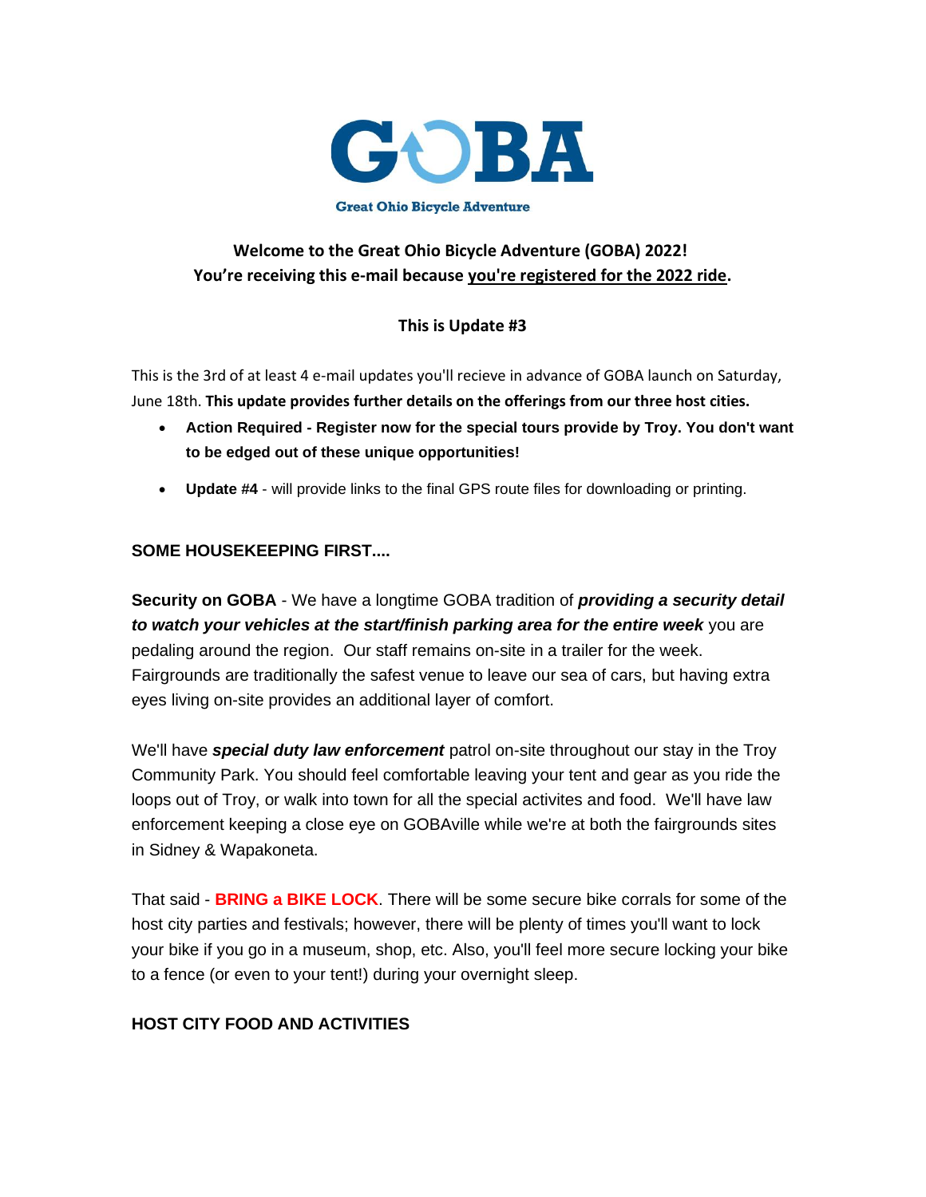# GOBA

Great Ohio Bicycle Adventure

**Welcome to the Great Ohio Bicycle Adventure (GOBA) 2022!**
**You're receiving this e-mail because you're registered for the 2022 ride.**

**This is Update #3**

This is the 3rd of at least 4 e-mail updates you'll recieve in advance of GOBA launch on Saturday, June 18th. **This update provides further details on the offerings from our three host cities.**

- **Action Required - Register now for the special tours provide by Troy. You don't want to be edged out of these unique opportunities!**
- **Update #4** - will provide links to the final GPS route files for downloading or printing.

## SOME HOUSEKEEPING FIRST....

**Security on GOBA** - We have a longtime GOBA tradition of ***providing a security detail to watch your vehicles at the start/finish parking area for the entire week*** you are pedaling around the region. Our staff remains on-site in a trailer for the week. Fairgrounds are traditionally the safest venue to leave our sea of cars, but having extra eyes living on-site provides an additional layer of comfort.

We'll have ***special duty law enforcement*** patrol on-site throughout our stay in the Troy Community Park. You should feel comfortable leaving your tent and gear as you ride the loops out of Troy, or walk into town for all the special activites and food. We'll have law enforcement keeping a close eye on GOBAville while we're at both the fairgrounds sites in Sidney & Wapakoneta.

That said - **BRING a BIKE LOCK**. There will be some secure bike corrals for some of the host city parties and festivals; however, there will be plenty of times you'll want to lock your bike if you go in a museum, shop, etc. Also, you'll feel more secure locking your bike to a fence (or even to your tent!) during your overnight sleep.

## HOST CITY FOOD AND ACTIVITIES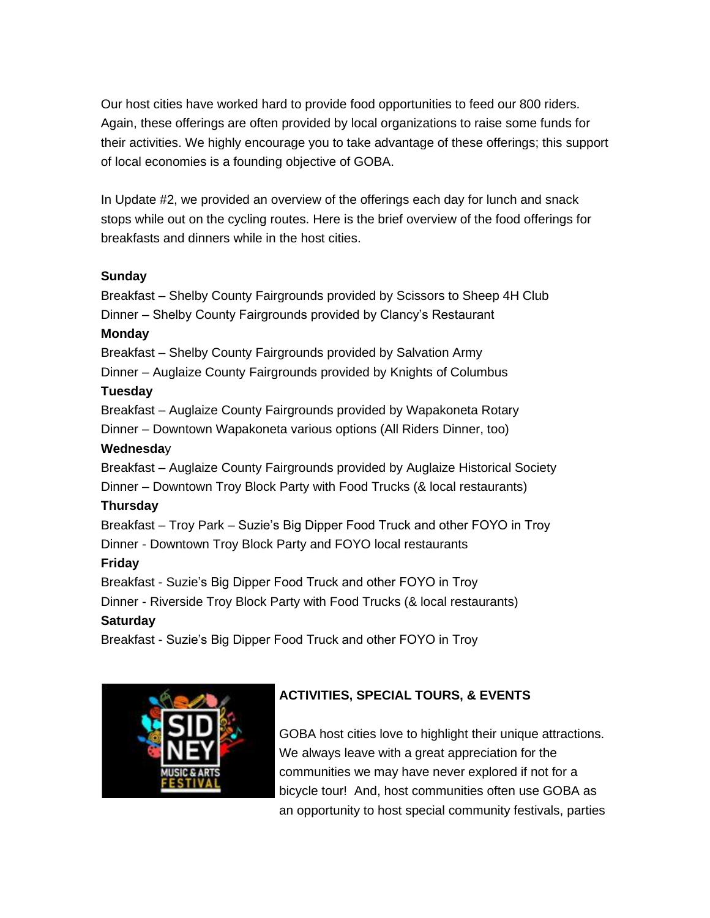Our host cities have worked hard to provide food opportunities to feed our 800 riders. Again, these offerings are often provided by local organizations to raise some funds for their activities. We highly encourage you to take advantage of these offerings; this support of local economies is a founding objective of GOBA.

In Update #2, we provided an overview of the offerings each day for lunch and snack stops while out on the cycling routes. Here is the brief overview of the food offerings for breakfasts and dinners while in the host cities.

**Sunday**
Breakfast – Shelby County Fairgrounds provided by Scissors to Sheep 4H Club
Dinner – Shelby County Fairgrounds provided by Clancy's Restaurant
**Monday**
Breakfast – Shelby County Fairgrounds provided by Salvation Army
Dinner – Auglaize County Fairgrounds provided by Knights of Columbus
**Tuesday**
Breakfast – Auglaize County Fairgrounds provided by Wapakoneta Rotary
Dinner – Downtown Wapakoneta various options (All Riders Dinner, too)
**Wednesday**
Breakfast – Auglaize County Fairgrounds provided by Auglaize Historical Society
Dinner – Downtown Troy Block Party with Food Trucks (& local restaurants)
**Thursday**
Breakfast – Troy Park – Suzie's Big Dipper Food Truck and other FOYO in Troy
Dinner - Downtown Troy Block Party and FOYO local restaurants
**Friday**
Breakfast - Suzie's Big Dipper Food Truck and other FOYO in Troy
Dinner - Riverside Troy Block Party with Food Trucks (& local restaurants)
**Saturday**
Breakfast - Suzie's Big Dipper Food Truck and other FOYO in Troy

**ACTIVITIES, SPECIAL TOURS, & EVENTS**

GOBA host cities love to highlight their unique attractions. We always leave with a great appreciation for the communities we may have never explored if not for a bicycle tour! And, host communities often use GOBA as an opportunity to host special community festivals, parties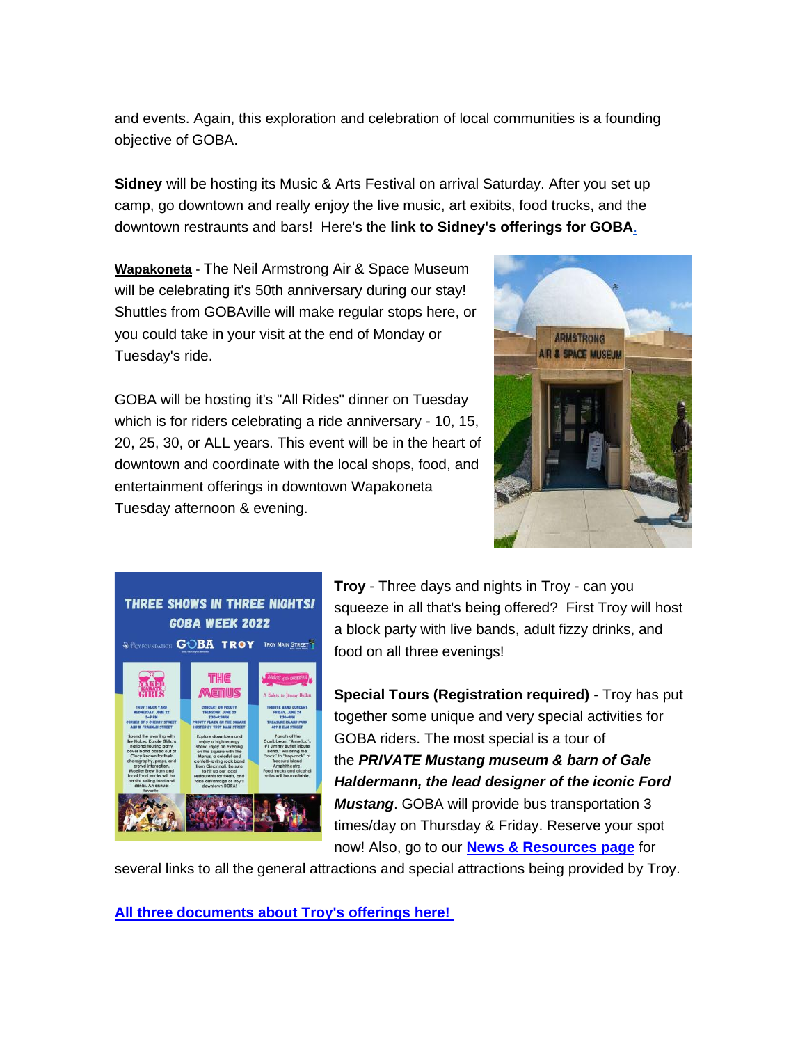and events. Again, this exploration and celebration of local communities is a founding objective of GOBA.

**Sidney** will be hosting its Music & Arts Festival on arrival Saturday. After you set up camp, go downtown and really enjoy the live music, art exibits, food trucks, and the downtown restraunts and bars! Here's the **link to Sidney's offerings for GOBA**.

**Wapakoneta** - The Neil Armstrong Air & Space Museum will be celebrating it's 50th anniversary during our stay! Shuttles from GOBAville will make regular stops here, or you could take in your visit at the end of Monday or Tuesday's ride.

GOBA will be hosting it's "All Rides" dinner on Tuesday which is for riders celebrating a ride anniversary - 10, 15, 20, 25, 30, or ALL years. This event will be in the heart of downtown and coordinate with the local shops, food, and entertainment offerings in downtown Wapakoneta Tuesday afternoon & evening.

**Troy** - Three days and nights in Troy - can you squeeze in all that's being offered? First Troy will host a block party with live bands, adult fizzy drinks, and food on all three evenings!

**Special Tours (Registration required)** - Troy has put together some unique and very special activities for GOBA riders. The most special is a tour of the ***PRIVATE Mustang museum & barn of Gale Haldermann, the lead designer of the iconic Ford Mustang***. GOBA will provide bus transportation 3 times/day on Thursday & Friday. Reserve your spot now! Also, go to our **News & Resources page** for several links to all the general attractions and special attractions being provided by Troy.

**All three documents about Troy's offerings here!**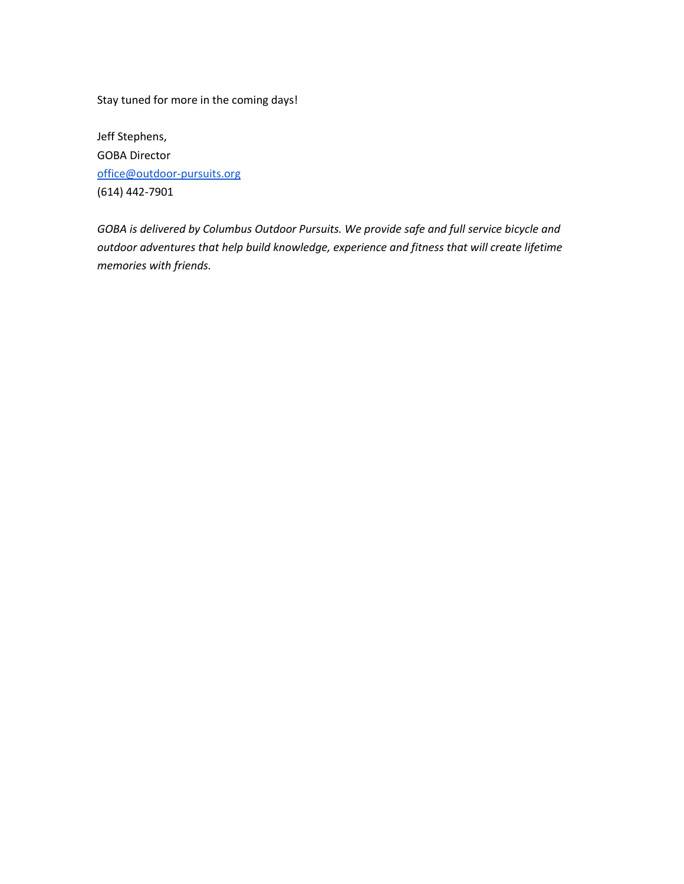Stay tuned for more in the coming days!

Jeff Stephens,
GOBA Director
office@outdoor-pursuits.org
(614) 442-7901

*GOBA is delivered by Columbus Outdoor Pursuits. We provide safe and full service bicycle and outdoor adventures that help build knowledge, experience and fitness that will create lifetime memories with friends.*